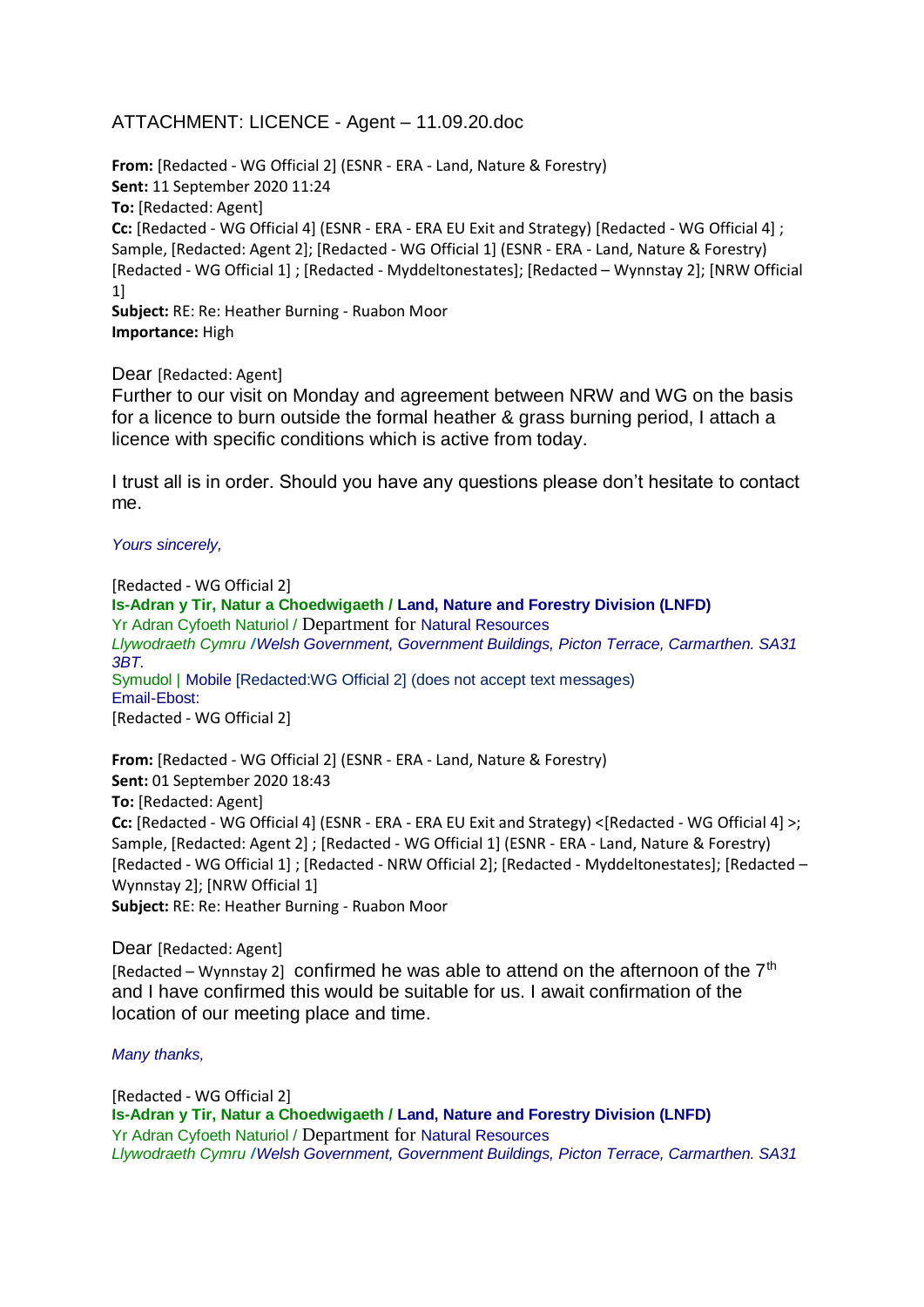ATTACHMENT: LICENCE - Agent – 11.09.20.doc

**From:** [Redacted - WG Official 2] (ESNR - ERA - Land, Nature & Forestry)
**Sent:** 11 September 2020 11:24
**To:** [Redacted: Agent]
**Cc:** [Redacted - WG Official 4] (ESNR - ERA - ERA EU Exit and Strategy) [Redacted - WG Official 4] ; Sample, [Redacted: Agent 2]; [Redacted - WG Official 1] (ESNR - ERA - Land, Nature & Forestry) [Redacted - WG Official 1] ; [Redacted - Myddeltonestates]; [Redacted – Wynnstay 2]; [NRW Official 1]
**Subject:** RE: Re: Heather Burning - Ruabon Moor
**Importance:** High

Dear [Redacted: Agent]
Further to our visit on Monday and agreement between NRW and WG on the basis for a licence to burn outside the formal heather & grass burning period, I attach a licence with specific conditions which is active from today.

I trust all is in order. Should you have any questions please don't hesitate to contact me.

*Yours sincerely,*

[Redacted - WG Official 2]
**Is-Adran y Tir, Natur a Choedwigaeth / Land, Nature and Forestry Division (LNFD)**
Yr Adran Cyfoeth Naturiol / Department for Natural Resources
*Llywodraeth Cymru /Welsh Government, Government Buildings, Picton Terrace, Carmarthen. SA31 3BT.*
Symudol | Mobile [Redacted:WG Official 2] (does not accept text messages)
Email-Ebost:
[Redacted - WG Official 2]

**From:** [Redacted - WG Official 2] (ESNR - ERA - Land, Nature & Forestry)
**Sent:** 01 September 2020 18:43
**To:** [Redacted: Agent]
**Cc:** [Redacted - WG Official 4] (ESNR - ERA - ERA EU Exit and Strategy) <[Redacted - WG Official 4] >; Sample, [Redacted: Agent 2] ; [Redacted - WG Official 1] (ESNR - ERA - Land, Nature & Forestry) [Redacted - WG Official 1] ; [Redacted - NRW Official 2]; [Redacted - Myddeltonestates]; [Redacted – Wynnstay 2]; [NRW Official 1]
**Subject:** RE: Re: Heather Burning - Ruabon Moor

Dear [Redacted: Agent]
[Redacted – Wynnstay 2] confirmed he was able to attend on the afternoon of the 7th and I have confirmed this would be suitable for us. I await confirmation of the location of our meeting place and time.

*Many thanks,*

[Redacted - WG Official 2]
**Is-Adran y Tir, Natur a Choedwigaeth / Land, Nature and Forestry Division (LNFD)**
Yr Adran Cyfoeth Naturiol / Department for Natural Resources
*Llywodraeth Cymru /Welsh Government, Government Buildings, Picton Terrace, Carmarthen. SA31*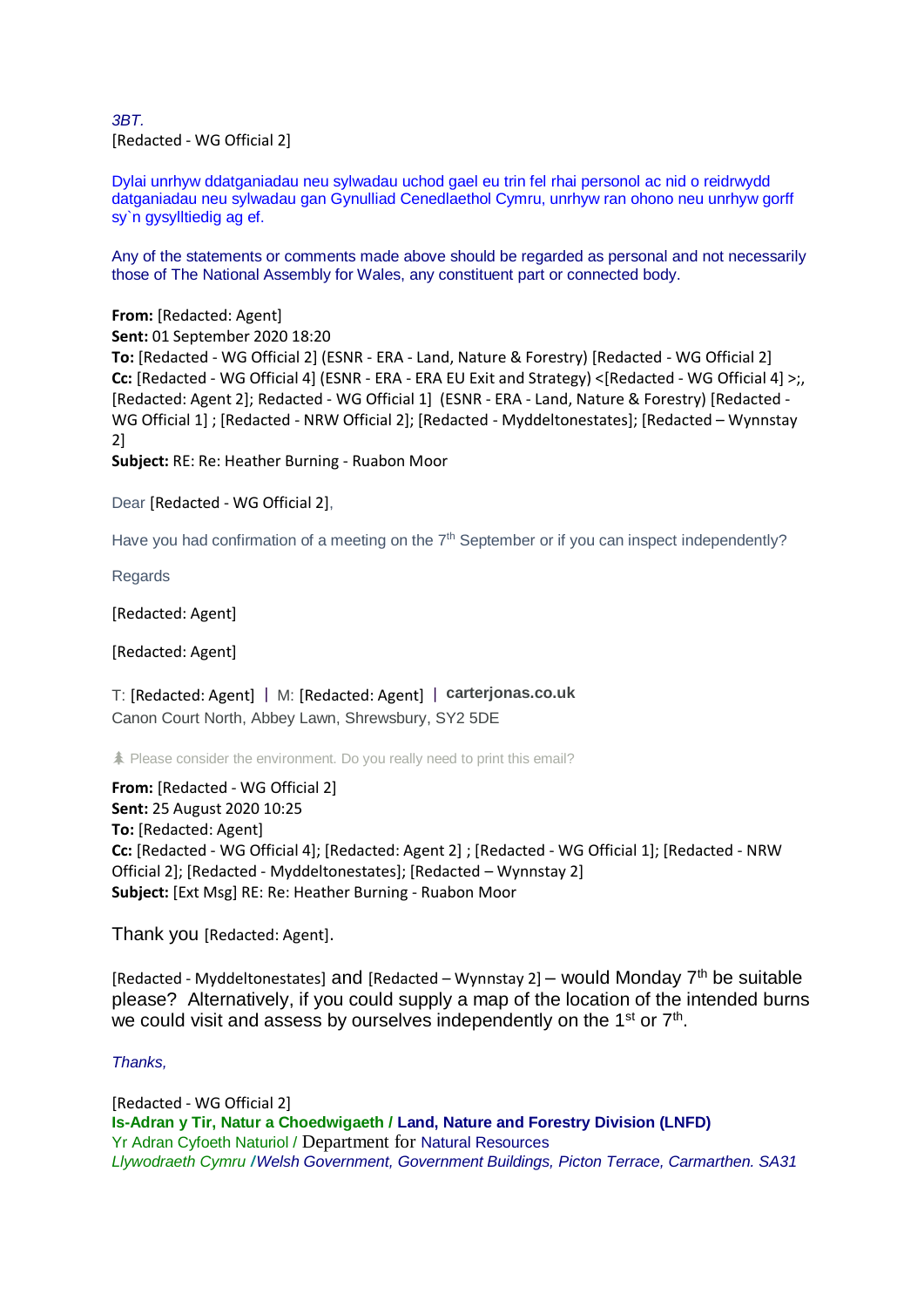*3BT.*
[Redacted - WG Official 2]

Dylai unrhyw ddatganiadau neu sylwadau uchod gael eu trin fel rhai personol ac nid o reidrwydd datganiadau neu sylwadau gan Gynulliad Cenedlaethol Cymru, unrhyw ran ohono neu unrhyw gorff sy`n gysylltiedig ag ef.

Any of the statements or comments made above should be regarded as personal and not necessarily those of The National Assembly for Wales, any constituent part or connected body.

**From:** [Redacted: Agent]
**Sent:** 01 September 2020 18:20
**To:** [Redacted - WG Official 2] (ESNR - ERA - Land, Nature & Forestry) [Redacted - WG Official 2]
**Cc:** [Redacted - WG Official 4] (ESNR - ERA - ERA EU Exit and Strategy) <[Redacted - WG Official 4] >;, [Redacted: Agent 2]; Redacted - WG Official 1] (ESNR - ERA - Land, Nature & Forestry) [Redacted - WG Official 1] ; [Redacted - NRW Official 2]; [Redacted - Myddeltonestates]; [Redacted – Wynnstay 2]
**Subject:** RE: Re: Heather Burning - Ruabon Moor

Dear [Redacted - WG Official 2],

Have you had confirmation of a meeting on the 7th September or if you can inspect independently?

Regards

[Redacted: Agent]

[Redacted: Agent]

T: [Redacted: Agent] | M: [Redacted: Agent] | **carterjonas.co.uk**
Canon Court North, Abbey Lawn, Shrewsbury, SY2 5DE

Please consider the environment. Do you really need to print this email?

**From:** [Redacted - WG Official 2]
**Sent:** 25 August 2020 10:25
**To:** [Redacted: Agent]
**Cc:** [Redacted - WG Official 4]; [Redacted: Agent 2] ; [Redacted - WG Official 1]; [Redacted - NRW Official 2]; [Redacted - Myddeltonestates]; [Redacted – Wynnstay 2]
**Subject:** [Ext Msg] RE: Re: Heather Burning - Ruabon Moor

Thank you [Redacted: Agent].

[Redacted - Myddeltonestates] and [Redacted – Wynnstay 2] – would Monday 7th be suitable please? Alternatively, if you could supply a map of the location of the intended burns we could visit and assess by ourselves independently on the 1st or 7th.

*Thanks,*

[Redacted - WG Official 2]
**Is-Adran y Tir, Natur a Choedwigaeth / Land, Nature and Forestry Division (LNFD)**
Yr Adran Cyfoeth Naturiol / Department for Natural Resources
*Llywodraeth Cymru /Welsh Government, Government Buildings, Picton Terrace, Carmarthen. SA31*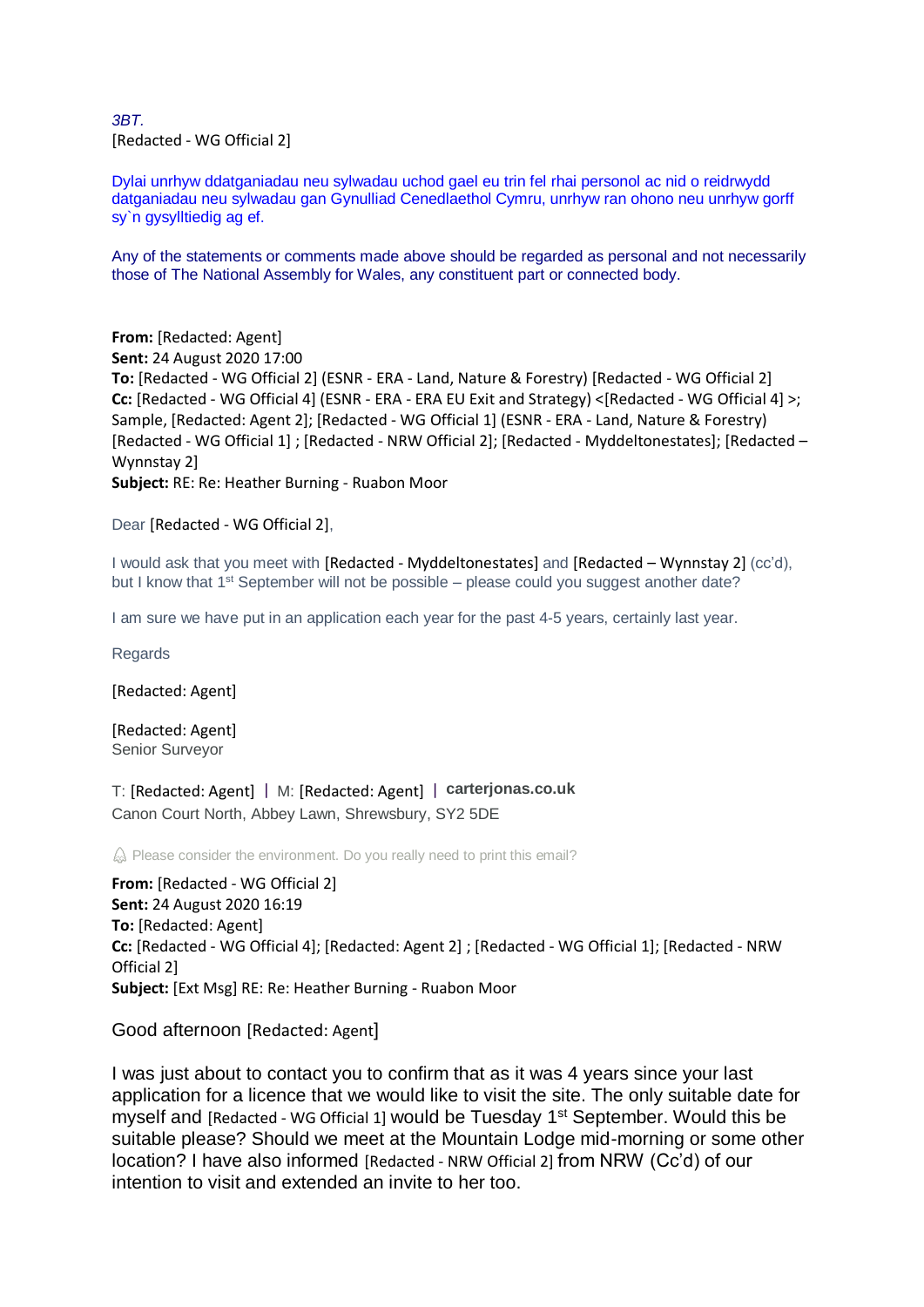*3BT.*
[Redacted - WG Official 2]

Dylai unrhyw ddatganiadau neu sylwadau uchod gael eu trin fel rhai personol ac nid o reidrwydd datganiadau neu sylwadau gan Gynulliad Cenedlaethol Cymru, unrhyw ran ohono neu unrhyw gorff sy`n gysylltiedig ag ef.

Any of the statements or comments made above should be regarded as personal and not necessarily those of The National Assembly for Wales, any constituent part or connected body.

**From:** [Redacted: Agent]
**Sent:** 24 August 2020 17:00
**To:** [Redacted - WG Official 2] (ESNR - ERA - Land, Nature & Forestry) [Redacted - WG Official 2]
**Cc:** [Redacted - WG Official 4] (ESNR - ERA - ERA EU Exit and Strategy) <[Redacted - WG Official 4] >; Sample, [Redacted: Agent 2]; [Redacted - WG Official 1] (ESNR - ERA - Land, Nature & Forestry) [Redacted - WG Official 1] ; [Redacted - NRW Official 2]; [Redacted - Myddeltonestates]; [Redacted – Wynnstay 2]
**Subject:** RE: Re: Heather Burning - Ruabon Moor

Dear [Redacted - WG Official 2],

I would ask that you meet with [Redacted - Myddeltonestates] and [Redacted – Wynnstay 2] (cc'd), but I know that 1st September will not be possible – please could you suggest another date?

I am sure we have put in an application each year for the past 4-5 years, certainly last year.

Regards

[Redacted: Agent]

[Redacted: Agent]
Senior Surveyor

T: [Redacted: Agent] | M: [Redacted: Agent] | **carterjonas.co.uk**
Canon Court North, Abbey Lawn, Shrewsbury, SY2 5DE

Please consider the environment. Do you really need to print this email?

**From:** [Redacted - WG Official 2]
**Sent:** 24 August 2020 16:19
**To:** [Redacted: Agent]
**Cc:** [Redacted - WG Official 4]; [Redacted: Agent 2] ; [Redacted - WG Official 1]; [Redacted - NRW Official 2]
**Subject:** [Ext Msg] RE: Re: Heather Burning - Ruabon Moor

Good afternoon [Redacted: Agent]

I was just about to contact you to confirm that as it was 4 years since your last application for a licence that we would like to visit the site. The only suitable date for myself and [Redacted - WG Official 1] would be Tuesday 1st September. Would this be suitable please? Should we meet at the Mountain Lodge mid-morning or some other location? I have also informed [Redacted - NRW Official 2] from NRW (Cc'd) of our intention to visit and extended an invite to her too.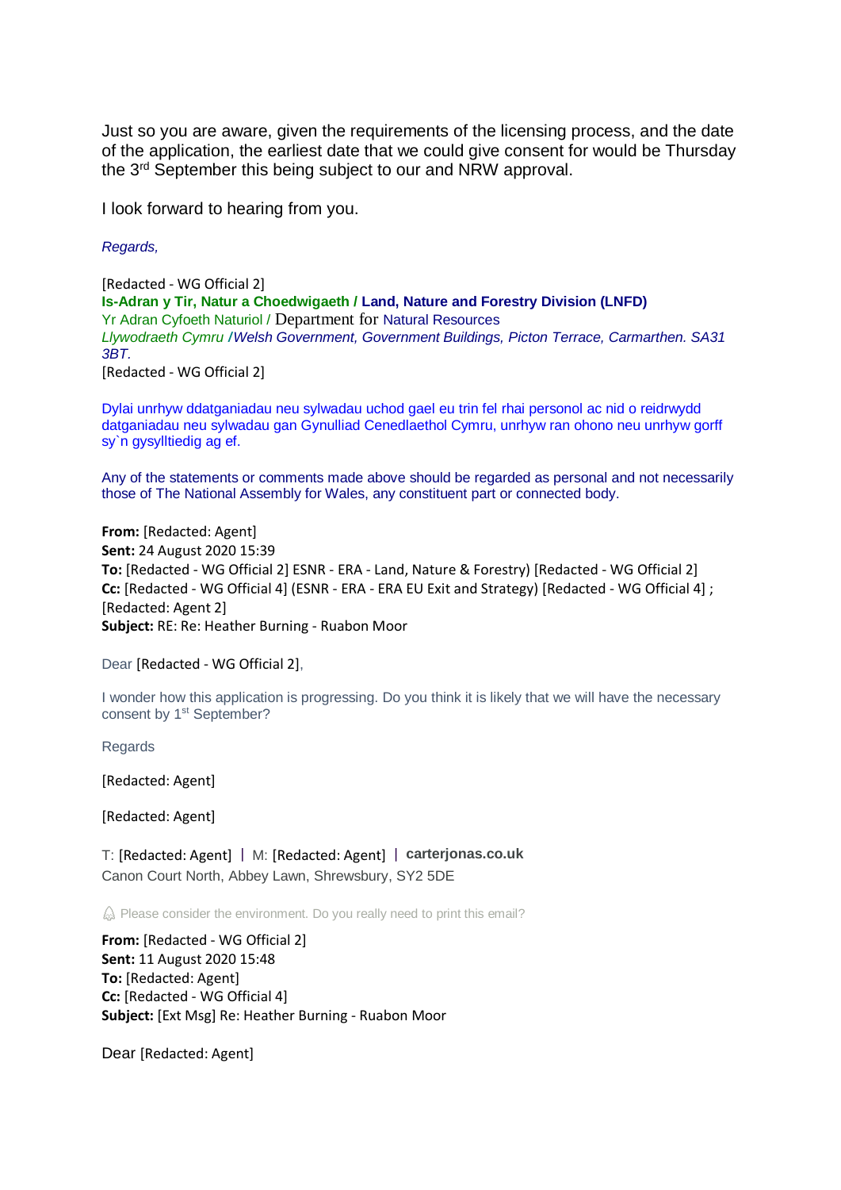Just so you are aware, given the requirements of the licensing process, and the date of the application, the earliest date that we could give consent for would be Thursday the 3rd September this being subject to our and NRW approval.

I look forward to hearing from you.

*Regards,*

[Redacted - WG Official 2]
**Is-Adran y Tir, Natur a Choedwigaeth / Land, Nature and Forestry Division (LNFD)**
Yr Adran Cyfoeth Naturiol / Department for Natural Resources
*Llywodraeth Cymru /Welsh Government, Government Buildings, Picton Terrace, Carmarthen. SA31 3BT.*
[Redacted - WG Official 2]

Dylai unrhyw ddatganiadau neu sylwadau uchod gael eu trin fel rhai personol ac nid o reidrwydd datganiadau neu sylwadau gan Gynulliad Cenedlaethol Cymru, unrhyw ran ohono neu unrhyw gorff sy`n gysylltiedig ag ef.

Any of the statements or comments made above should be regarded as personal and not necessarily those of The National Assembly for Wales, any constituent part or connected body.

**From:** [Redacted: Agent]
**Sent:** 24 August 2020 15:39
**To:** [Redacted - WG Official 2] ESNR - ERA - Land, Nature & Forestry) [Redacted - WG Official 2]
**Cc:** [Redacted - WG Official 4] (ESNR - ERA - ERA EU Exit and Strategy) [Redacted - WG Official 4] ; [Redacted: Agent 2]
**Subject:** RE: Re: Heather Burning - Ruabon Moor

Dear [Redacted - WG Official 2],

I wonder how this application is progressing. Do you think it is likely that we will have the necessary consent by 1st September?

Regards

[Redacted: Agent]

[Redacted: Agent]

T: [Redacted: Agent] | M: [Redacted: Agent] | **carterjonas.co.uk**
Canon Court North, Abbey Lawn, Shrewsbury, SY2 5DE

Please consider the environment. Do you really need to print this email?

**From:** [Redacted - WG Official 2]
**Sent:** 11 August 2020 15:48
**To:** [Redacted: Agent]
**Cc:** [Redacted - WG Official 4]
**Subject:** [Ext Msg] Re: Heather Burning - Ruabon Moor

Dear [Redacted: Agent]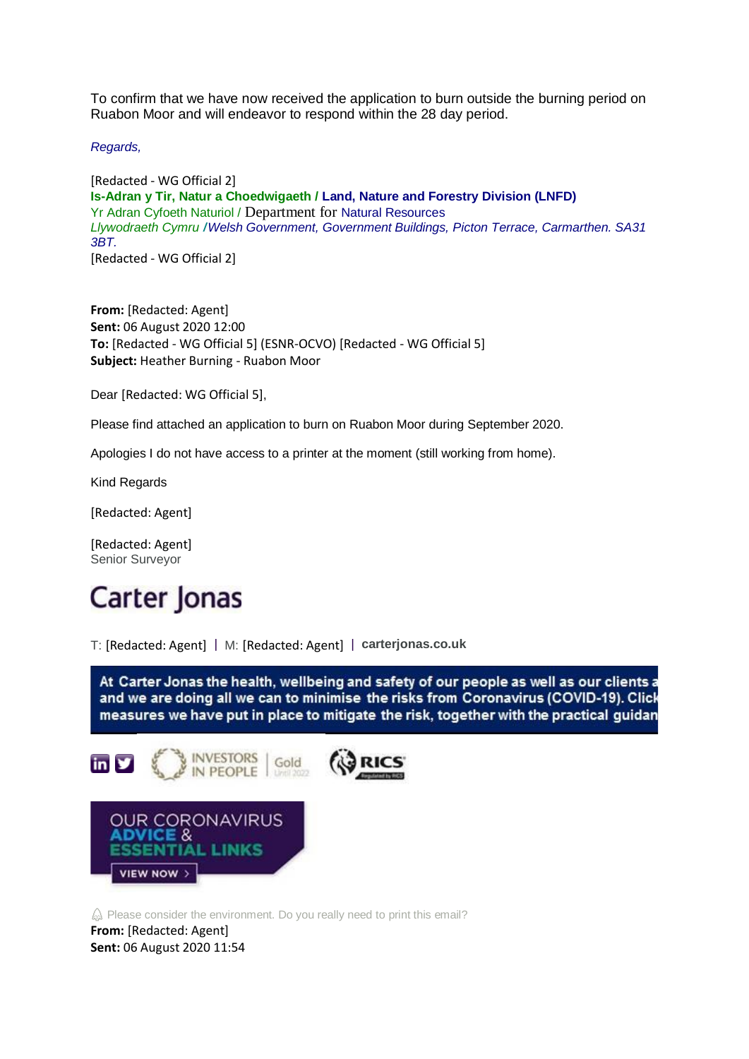To confirm that we have now received the application to burn outside the burning period on Ruabon Moor and will endeavor to respond within the 28 day period.

*Regards,*

[Redacted - WG Official 2]
**Is-Adran y Tir, Natur a Choedwigaeth / Land, Nature and Forestry Division (LNFD)**
Yr Adran Cyfoeth Naturiol / Department for Natural Resources
*Llywodraeth Cymru /Welsh Government, Government Buildings, Picton Terrace, Carmarthen. SA31 3BT.*
[Redacted - WG Official 2]

**From:** [Redacted: Agent]
**Sent:** 06 August 2020 12:00
**To:** [Redacted - WG Official 5] (ESNR-OCVO) [Redacted - WG Official 5]
**Subject:** Heather Burning - Ruabon Moor

Dear [Redacted: WG Official 5],

Please find attached an application to burn on Ruabon Moor during September 2020.

Apologies I do not have access to a printer at the moment (still working from home).

Kind Regards

[Redacted: Agent]

[Redacted: Agent]
Senior Surveyor

Carter Jonas

T: [Redacted: Agent] | M: [Redacted: Agent] | carterjonas.co.uk

**At Carter Jonas the health, wellbeing and safety of our people as well as our clients a and we are doing all we can to minimise the risks from Coronavirus (COVID-19). Click measures we have put in place to mitigate the risk, together with the practical guidan**

INVESTORS IN PEOPLE | Gold Until 2022

RICS

OUR CORONAVIRUS ADVICE & ESSENTIAL LINKS

VIEW NOW >

Please consider the environment. Do you really need to print this email?
**From:** [Redacted: Agent]
**Sent:** 06 August 2020 11:54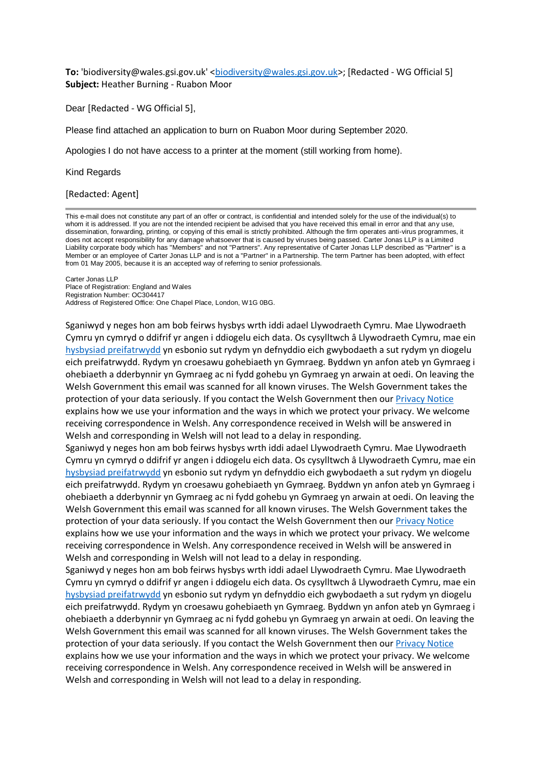**To:** 'biodiversity@wales.gsi.gov.uk' <biodiversity@wales.gsi.gov.uk>; [Redacted - WG Official 5]
**Subject:** Heather Burning - Ruabon Moor

Dear [Redacted - WG Official 5],

Please find attached an application to burn on Ruabon Moor during September 2020.

Apologies I do not have access to a printer at the moment (still working from home).

Kind Regards

[Redacted: Agent]

---

This e-mail does not constitute any part of an offer or contract, is confidential and intended solely for the use of the individual(s) to whom it is addressed. If you are not the intended recipient be advised that you have received this email in error and that any use, dissemination, forwarding, printing, or copying of this email is strictly prohibited. Although the firm operates anti-virus programmes, it does not accept responsibility for any damage whatsoever that is caused by viruses being passed. Carter Jonas LLP is a Limited Liability corporate body which has "Members" and not "Partners". Any representative of Carter Jonas LLP described as "Partner" is a Member or an employee of Carter Jonas LLP and is not a "Partner" in a Partnership. The term Partner has been adopted, with effect from 01 May 2005, because it is an accepted way of referring to senior professionals.

Carter Jonas LLP
Place of Registration: England and Wales
Registration Number: OC304417
Address of Registered Office: One Chapel Place, London, W1G 0BG.

Sganiwyd y neges hon am bob feirws hysbys wrth iddi adael Llywodraeth Cymru. Mae Llywodraeth Cymru yn cymryd o ddifrif yr angen i ddiogelu eich data. Os cysylltwch â Llywodraeth Cymru, mae ein hysbysiad preifatrwydd yn esbonio sut rydym yn defnyddio eich gwybodaeth a sut rydym yn diogelu eich preifatrwydd. Rydym yn croesawu gohebiaeth yn Gymraeg. Byddwn yn anfon ateb yn Gymraeg i ohebiaeth a dderbynnir yn Gymraeg ac ni fydd gohebu yn Gymraeg yn arwain at oedi. On leaving the Welsh Government this email was scanned for all known viruses. The Welsh Government takes the protection of your data seriously. If you contact the Welsh Government then our Privacy Notice explains how we use your information and the ways in which we protect your privacy. We welcome receiving correspondence in Welsh. Any correspondence received in Welsh will be answered in Welsh and corresponding in Welsh will not lead to a delay in responding.

Sganiwyd y neges hon am bob feirws hysbys wrth iddi adael Llywodraeth Cymru. Mae Llywodraeth Cymru yn cymryd o ddifrif yr angen i ddiogelu eich data. Os cysylltwch â Llywodraeth Cymru, mae ein hysbysiad preifatrwydd yn esbonio sut rydym yn defnyddio eich gwybodaeth a sut rydym yn diogelu eich preifatrwydd. Rydym yn croesawu gohebiaeth yn Gymraeg. Byddwn yn anfon ateb yn Gymraeg i ohebiaeth a dderbynnir yn Gymraeg ac ni fydd gohebu yn Gymraeg yn arwain at oedi. On leaving the Welsh Government this email was scanned for all known viruses. The Welsh Government takes the protection of your data seriously. If you contact the Welsh Government then our Privacy Notice explains how we use your information and the ways in which we protect your privacy. We welcome receiving correspondence in Welsh. Any correspondence received in Welsh will be answered in Welsh and corresponding in Welsh will not lead to a delay in responding.

Sganiwyd y neges hon am bob feirws hysbys wrth iddi adael Llywodraeth Cymru. Mae Llywodraeth Cymru yn cymryd o ddifrif yr angen i ddiogelu eich data. Os cysylltwch â Llywodraeth Cymru, mae ein hysbysiad preifatrwydd yn esbonio sut rydym yn defnyddio eich gwybodaeth a sut rydym yn diogelu eich preifatrwydd. Rydym yn croesawu gohebiaeth yn Gymraeg. Byddwn yn anfon ateb yn Gymraeg i ohebiaeth a dderbynnir yn Gymraeg ac ni fydd gohebu yn Gymraeg yn arwain at oedi. On leaving the Welsh Government this email was scanned for all known viruses. The Welsh Government takes the protection of your data seriously. If you contact the Welsh Government then our Privacy Notice explains how we use your information and the ways in which we protect your privacy. We welcome receiving correspondence in Welsh. Any correspondence received in Welsh will be answered in Welsh and corresponding in Welsh will not lead to a delay in responding.